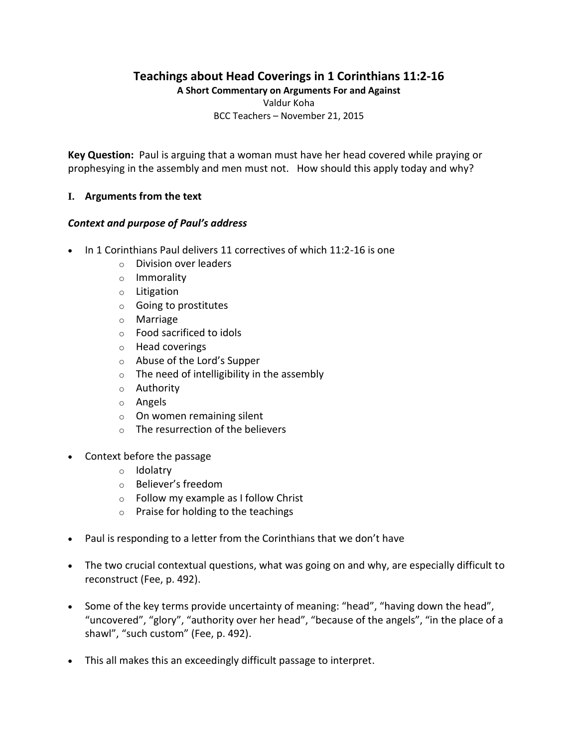# Teachings about Head Coverings in 1 Corinthians 11:2-16

**A Short Commentary on Arguments For and Against**

Valdur Koha

BCC Teachers – November 21, 2015

**Key Question:** Paul is arguing that a woman must have her head covered while praying or prophesying in the assembly and men must not. How should this apply today and why?

## I. Arguments from the text

### *Context and purpose of Paul's address*

- In 1 Corinthians Paul delivers 11 correctives of which 11:2-16 is one
  - Division over leaders
  - Immorality
  - Litigation
  - Going to prostitutes
  - Marriage
  - Food sacrificed to idols
  - Head coverings
  - Abuse of the Lord's Supper
  - The need of intelligibility in the assembly
  - Authority
  - Angels
  - On women remaining silent
  - The resurrection of the believers
- Context before the passage
  - Idolatry
  - Believer's freedom
  - Follow my example as I follow Christ
  - Praise for holding to the teachings
- Paul is responding to a letter from the Corinthians that we don't have
- The two crucial contextual questions, what was going on and why, are especially difficult to reconstruct (Fee, p. 492).
- Some of the key terms provide uncertainty of meaning: "head", "having down the head", "uncovered", "glory", "authority over her head", "because of the angels", "in the place of a shawl", "such custom" (Fee, p. 492).
- This all makes this an exceedingly difficult passage to interpret.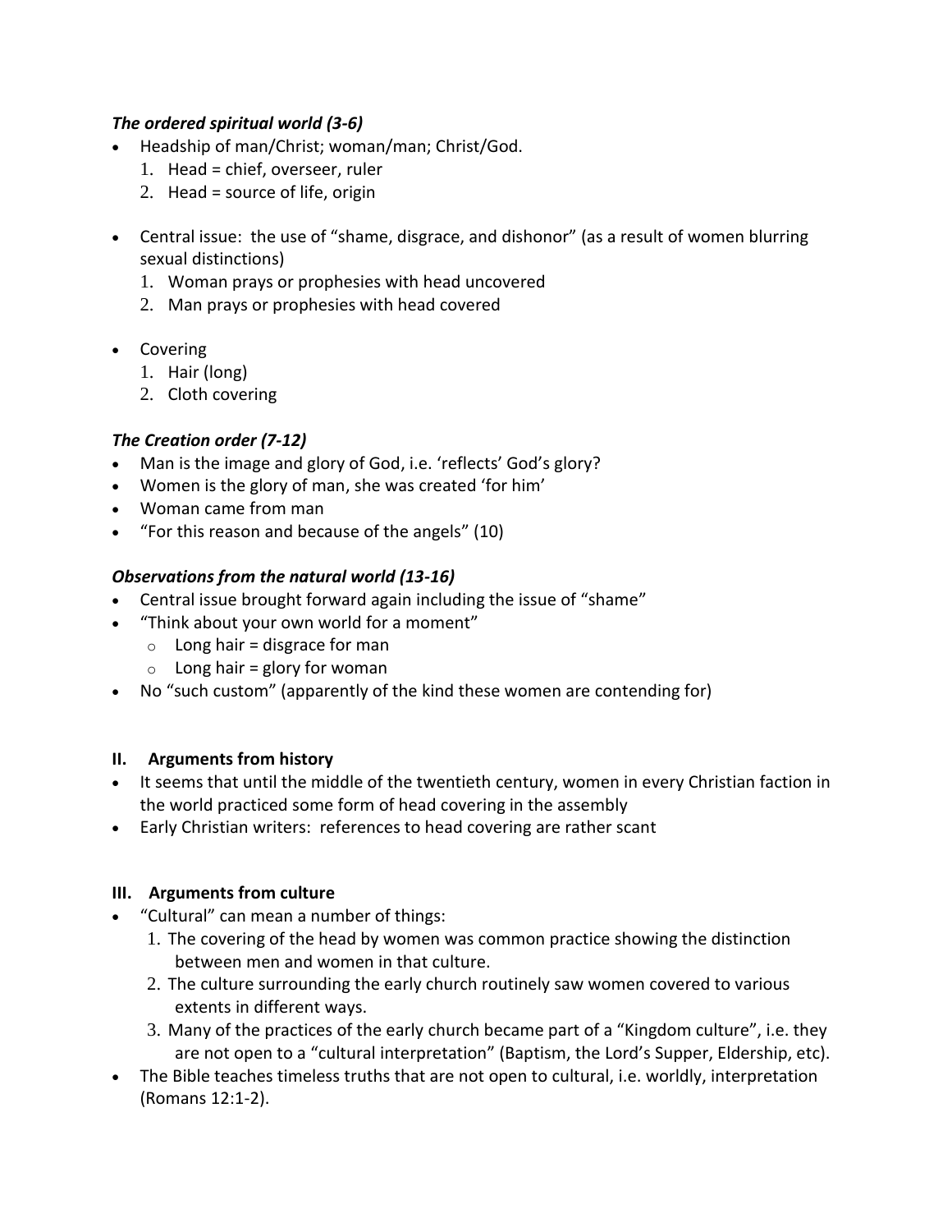***The ordered spiritual world (3-6)***

- Headship of man/Christ; woman/man; Christ/God.
  1. Head = chief, overseer, ruler
  2. Head = source of life, origin

- Central issue: the use of "shame, disgrace, and dishonor" (as a result of women blurring sexual distinctions)
  1. Woman prays or prophesies with head uncovered
  2. Man prays or prophesies with head covered

- Covering
  1. Hair (long)
  2. Cloth covering

***The Creation order (7-12)***

- Man is the image and glory of God, i.e. 'reflects' God's glory?
- Women is the glory of man, she was created 'for him'
- Woman came from man
- "For this reason and because of the angels" (10)

***Observations from the natural world (13-16)***

- Central issue brought forward again including the issue of "shame"
- "Think about your own world for a moment"
  - Long hair = disgrace for man
  - Long hair = glory for woman
- No "such custom" (apparently of the kind these women are contending for)

## II. Arguments from history

- It seems that until the middle of the twentieth century, women in every Christian faction in the world practiced some form of head covering in the assembly
- Early Christian writers: references to head covering are rather scant

## III. Arguments from culture

- "Cultural" can mean a number of things:
  1. The covering of the head by women was common practice showing the distinction between men and women in that culture.
  2. The culture surrounding the early church routinely saw women covered to various extents in different ways.
  3. Many of the practices of the early church became part of a "Kingdom culture", i.e. they are not open to a "cultural interpretation" (Baptism, the Lord's Supper, Eldership, etc).
- The Bible teaches timeless truths that are not open to cultural, i.e. worldly, interpretation (Romans 12:1-2).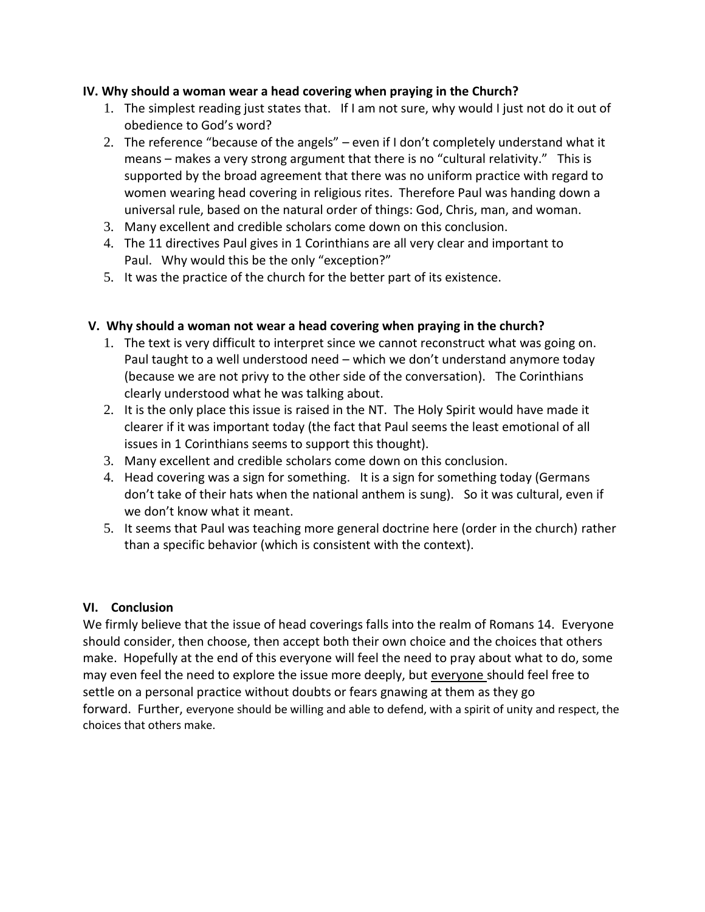### IV. Why should a woman wear a head covering when praying in the Church?

1. The simplest reading just states that. If I am not sure, why would I just not do it out of obedience to God's word?
2. The reference "because of the angels" – even if I don't completely understand what it means – makes a very strong argument that there is no "cultural relativity." This is supported by the broad agreement that there was no uniform practice with regard to women wearing head covering in religious rites. Therefore Paul was handing down a universal rule, based on the natural order of things: God, Chris, man, and woman.
3. Many excellent and credible scholars come down on this conclusion.
4. The 11 directives Paul gives in 1 Corinthians are all very clear and important to Paul. Why would this be the only "exception?"
5. It was the practice of the church for the better part of its existence.

### V. Why should a woman not wear a head covering when praying in the church?

1. The text is very difficult to interpret since we cannot reconstruct what was going on. Paul taught to a well understood need – which we don't understand anymore today (because we are not privy to the other side of the conversation). The Corinthians clearly understood what he was talking about.
2. It is the only place this issue is raised in the NT. The Holy Spirit would have made it clearer if it was important today (the fact that Paul seems the least emotional of all issues in 1 Corinthians seems to support this thought).
3. Many excellent and credible scholars come down on this conclusion.
4. Head covering was a sign for something. It is a sign for something today (Germans don't take of their hats when the national anthem is sung). So it was cultural, even if we don't know what it meant.
5. It seems that Paul was teaching more general doctrine here (order in the church) rather than a specific behavior (which is consistent with the context).

### VI. Conclusion

We firmly believe that the issue of head coverings falls into the realm of Romans 14. Everyone should consider, then choose, then accept both their own choice and the choices that others make. Hopefully at the end of this everyone will feel the need to pray about what to do, some may even feel the need to explore the issue more deeply, but <u>everyone</u> should feel free to settle on a personal practice without doubts or fears gnawing at them as they go forward. Further, everyone should be willing and able to defend, with a spirit of unity and respect, the choices that others make.